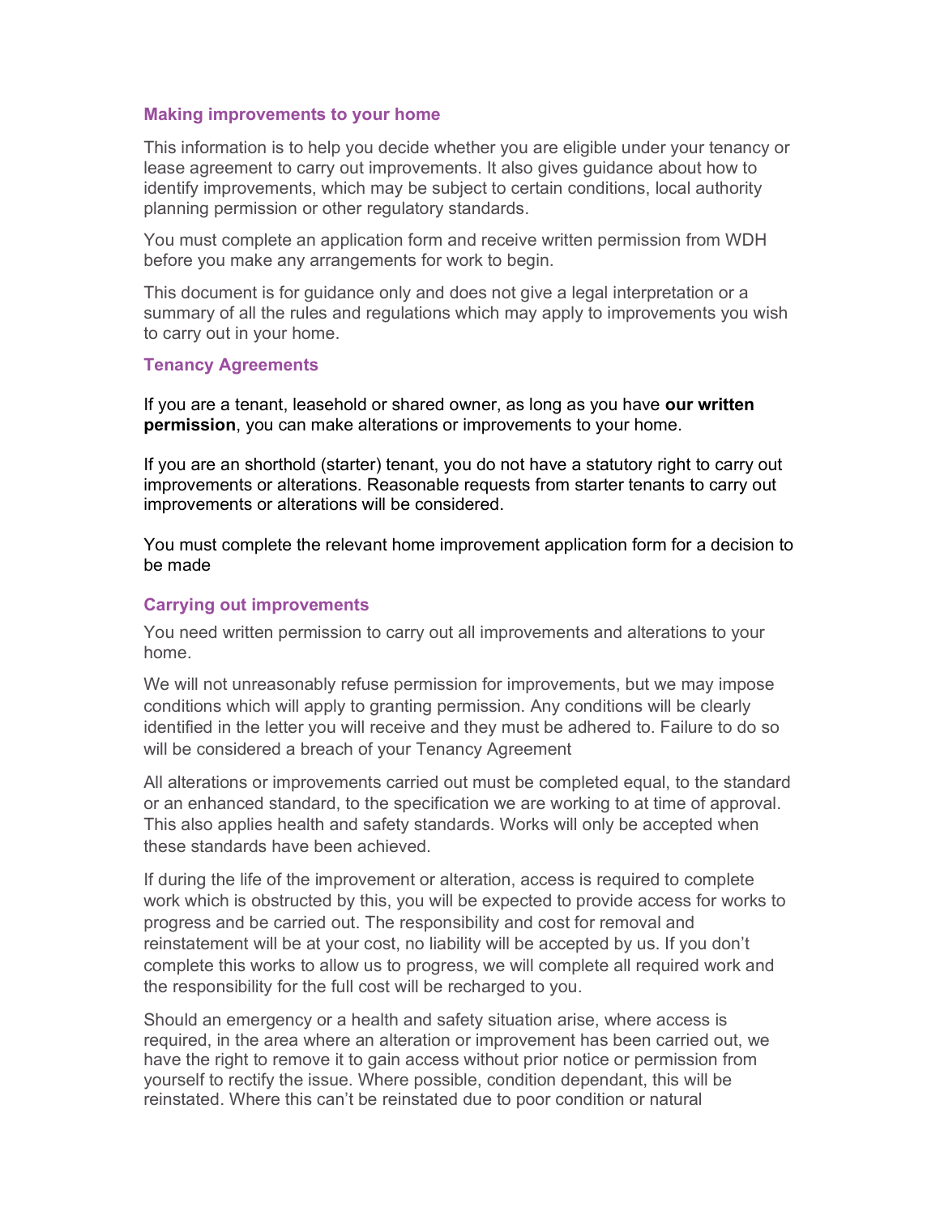## Making improvements to your home

This information is to help you decide whether you are eligible under your tenancy or lease agreement to carry out improvements. It also gives guidance about how to identify improvements, which may be subject to certain conditions, local authority planning permission or other regulatory standards.

You must complete an application form and receive written permission from WDH before you make any arrangements for work to begin.

This document is for guidance only and does not give a legal interpretation or a summary of all the rules and regulations which may apply to improvements you wish to carry out in your home.

## Tenancy Agreements

If you are a tenant, leasehold or shared owner, as long as you have **our written permission**, you can make alterations or improvements to your home.

If you are an shorthold (starter) tenant, you do not have a statutory right to carry out improvements or alterations. Reasonable requests from starter tenants to carry out improvements or alterations will be considered.

You must complete the relevant home improvement application form for a decision to be made

## Carrying out improvements

You need written permission to carry out all improvements and alterations to your home.

We will not unreasonably refuse permission for improvements, but we may impose conditions which will apply to granting permission. Any conditions will be clearly identified in the letter you will receive and they must be adhered to. Failure to do so will be considered a breach of your Tenancy Agreement

All alterations or improvements carried out must be completed equal, to the standard or an enhanced standard, to the specification we are working to at time of approval. This also applies health and safety standards. Works will only be accepted when these standards have been achieved.

If during the life of the improvement or alteration, access is required to complete work which is obstructed by this, you will be expected to provide access for works to progress and be carried out. The responsibility and cost for removal and reinstatement will be at your cost, no liability will be accepted by us. If you don't complete this works to allow us to progress, we will complete all required work and the responsibility for the full cost will be recharged to you.

Should an emergency or a health and safety situation arise, where access is required, in the area where an alteration or improvement has been carried out, we have the right to remove it to gain access without prior notice or permission from yourself to rectify the issue. Where possible, condition dependant, this will be reinstated. Where this can't be reinstated due to poor condition or natural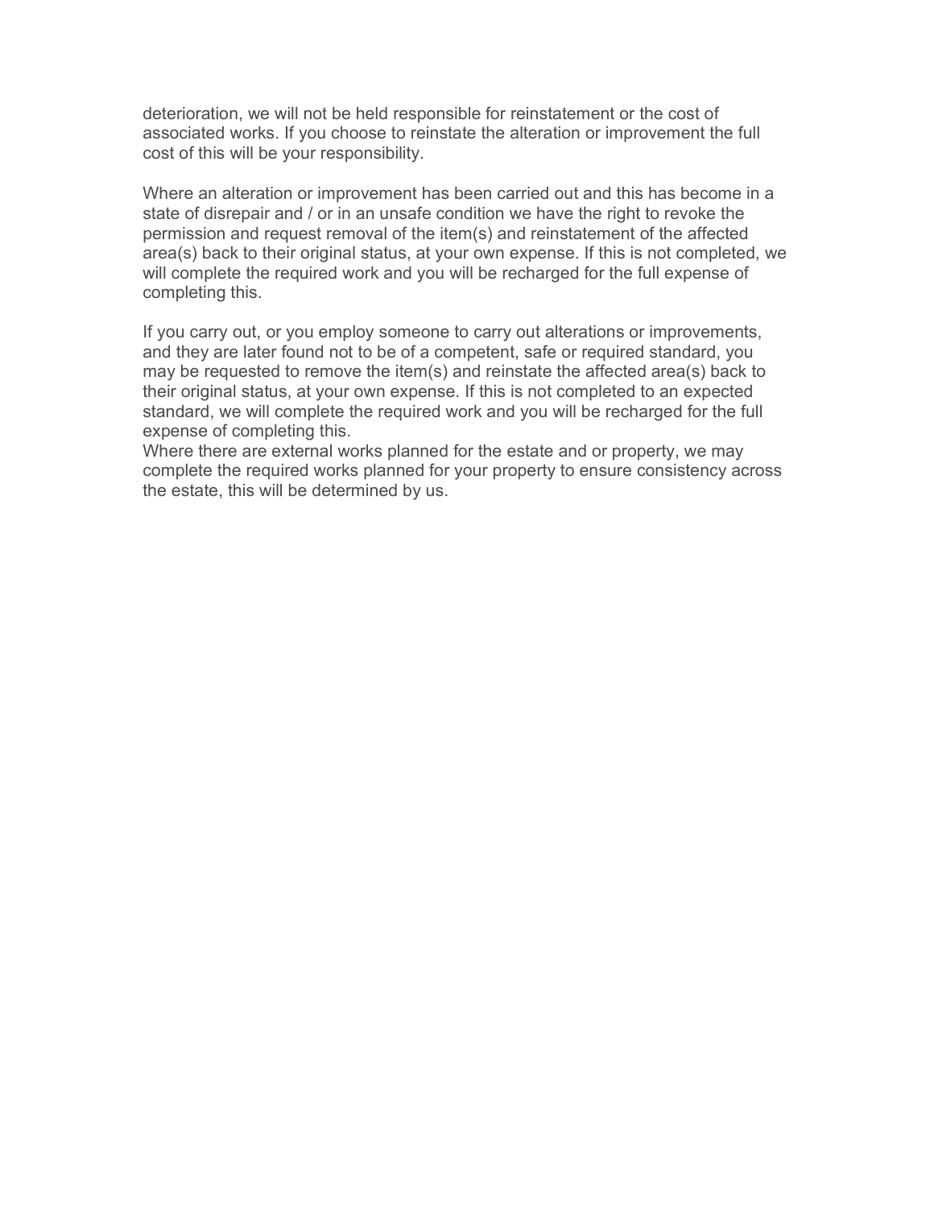deterioration, we will not be held responsible for reinstatement or the cost of associated works. If you choose to reinstate the alteration or improvement the full cost of this will be your responsibility.

Where an alteration or improvement has been carried out and this has become in a state of disrepair and / or in an unsafe condition we have the right to revoke the permission and request removal of the item(s) and reinstatement of the affected area(s) back to their original status, at your own expense. If this is not completed, we will complete the required work and you will be recharged for the full expense of completing this.

If you carry out, or you employ someone to carry out alterations or improvements, and they are later found not to be of a competent, safe or required standard, you may be requested to remove the item(s) and reinstate the affected area(s) back to their original status, at your own expense. If this is not completed to an expected standard, we will complete the required work and you will be recharged for the full expense of completing this.
Where there are external works planned for the estate and or property, we may complete the required works planned for your property to ensure consistency across the estate, this will be determined by us.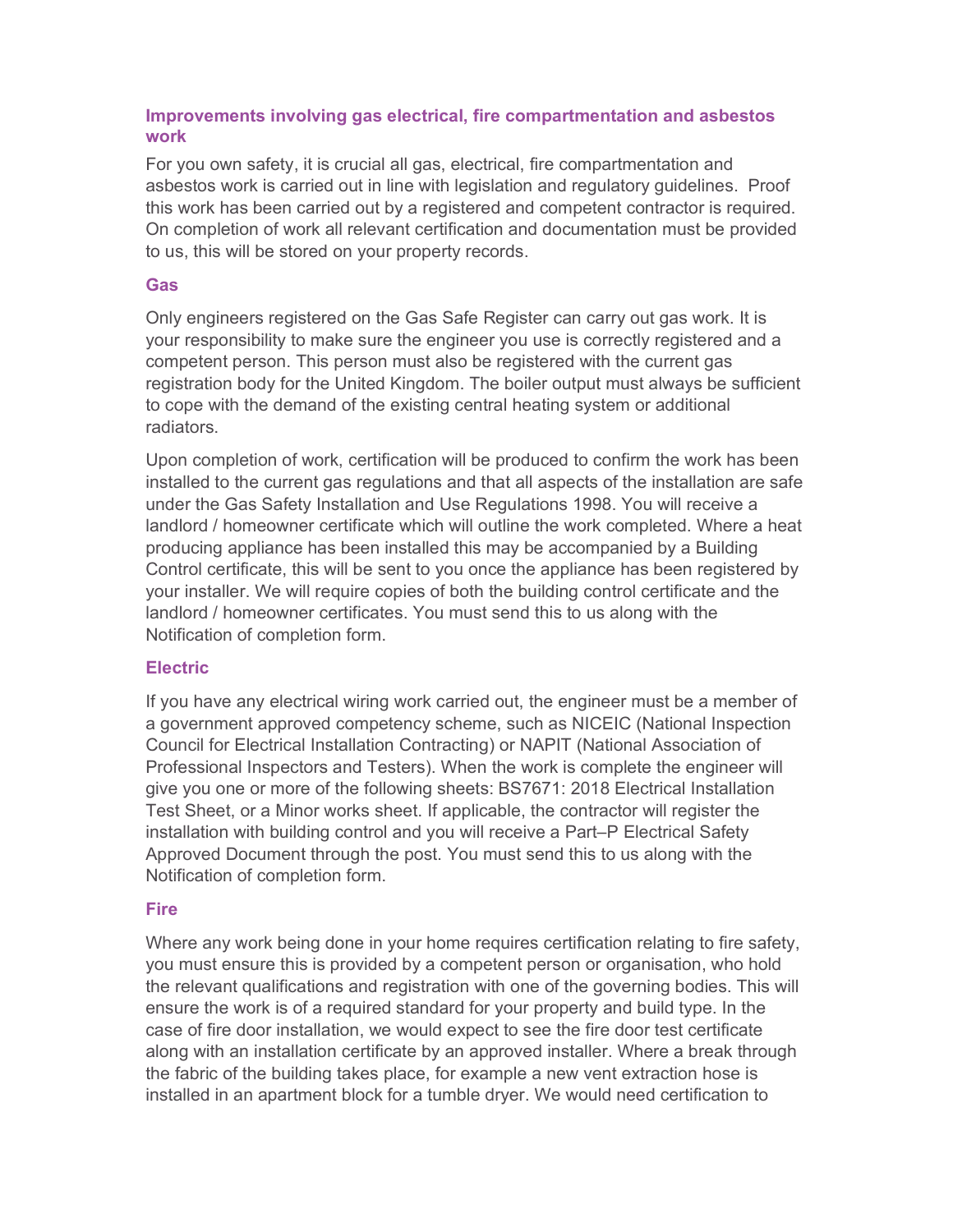## Improvements involving gas electrical, fire compartmentation and asbestos work

For you own safety, it is crucial all gas, electrical, fire compartmentation and asbestos work is carried out in line with legislation and regulatory guidelines. Proof this work has been carried out by a registered and competent contractor is required. On completion of work all relevant certification and documentation must be provided to us, this will be stored on your property records.

### Gas

Only engineers registered on the Gas Safe Register can carry out gas work. It is your responsibility to make sure the engineer you use is correctly registered and a competent person. This person must also be registered with the current gas registration body for the United Kingdom. The boiler output must always be sufficient to cope with the demand of the existing central heating system or additional radiators.

Upon completion of work, certification will be produced to confirm the work has been installed to the current gas regulations and that all aspects of the installation are safe under the Gas Safety Installation and Use Regulations 1998. You will receive a landlord / homeowner certificate which will outline the work completed. Where a heat producing appliance has been installed this may be accompanied by a Building Control certificate, this will be sent to you once the appliance has been registered by your installer. We will require copies of both the building control certificate and the landlord / homeowner certificates. You must send this to us along with the Notification of completion form.

### Electric

If you have any electrical wiring work carried out, the engineer must be a member of a government approved competency scheme, such as NICEIC (National Inspection Council for Electrical Installation Contracting) or NAPIT (National Association of Professional Inspectors and Testers). When the work is complete the engineer will give you one or more of the following sheets: BS7671: 2018 Electrical Installation Test Sheet, or a Minor works sheet. If applicable, the contractor will register the installation with building control and you will receive a Part–P Electrical Safety Approved Document through the post. You must send this to us along with the Notification of completion form.

### Fire

Where any work being done in your home requires certification relating to fire safety, you must ensure this is provided by a competent person or organisation, who hold the relevant qualifications and registration with one of the governing bodies. This will ensure the work is of a required standard for your property and build type. In the case of fire door installation, we would expect to see the fire door test certificate along with an installation certificate by an approved installer. Where a break through the fabric of the building takes place, for example a new vent extraction hose is installed in an apartment block for a tumble dryer. We would need certification to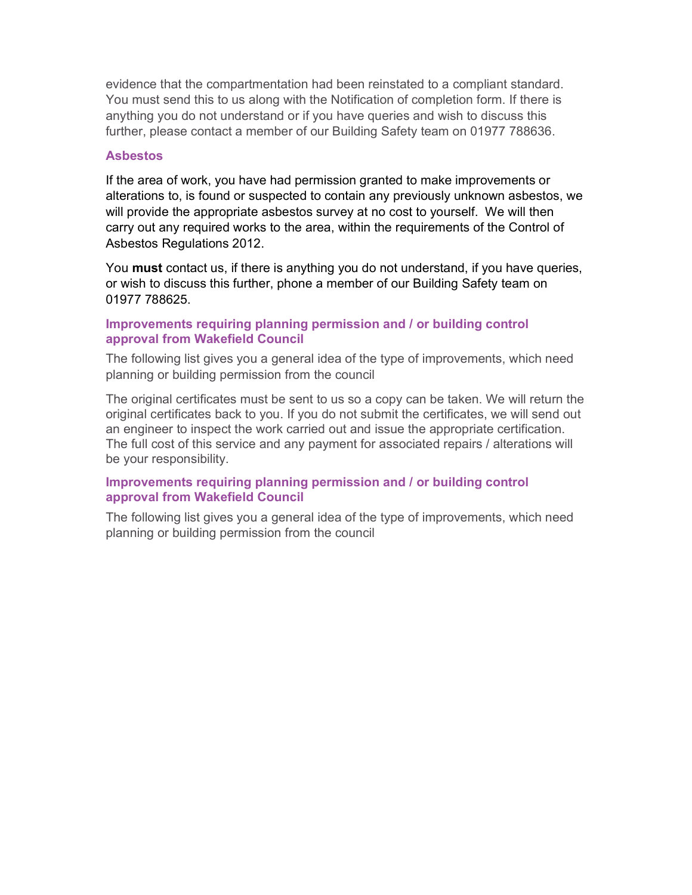evidence that the compartmentation had been reinstated to a compliant standard. You must send this to us along with the Notification of completion form. If there is anything you do not understand or if you have queries and wish to discuss this further, please contact a member of our Building Safety team on 01977 788636.

### Asbestos

If the area of work, you have had permission granted to make improvements or alterations to, is found or suspected to contain any previously unknown asbestos, we will provide the appropriate asbestos survey at no cost to yourself. We will then carry out any required works to the area, within the requirements of the Control of Asbestos Regulations 2012.

You **must** contact us, if there is anything you do not understand, if you have queries, or wish to discuss this further, phone a member of our Building Safety team on 01977 788625.

### Improvements requiring planning permission and / or building control approval from Wakefield Council

The following list gives you a general idea of the type of improvements, which need planning or building permission from the council

The original certificates must be sent to us so a copy can be taken. We will return the original certificates back to you. If you do not submit the certificates, we will send out an engineer to inspect the work carried out and issue the appropriate certification. The full cost of this service and any payment for associated repairs / alterations will be your responsibility.

### Improvements requiring planning permission and / or building control approval from Wakefield Council

The following list gives you a general idea of the type of improvements, which need planning or building permission from the council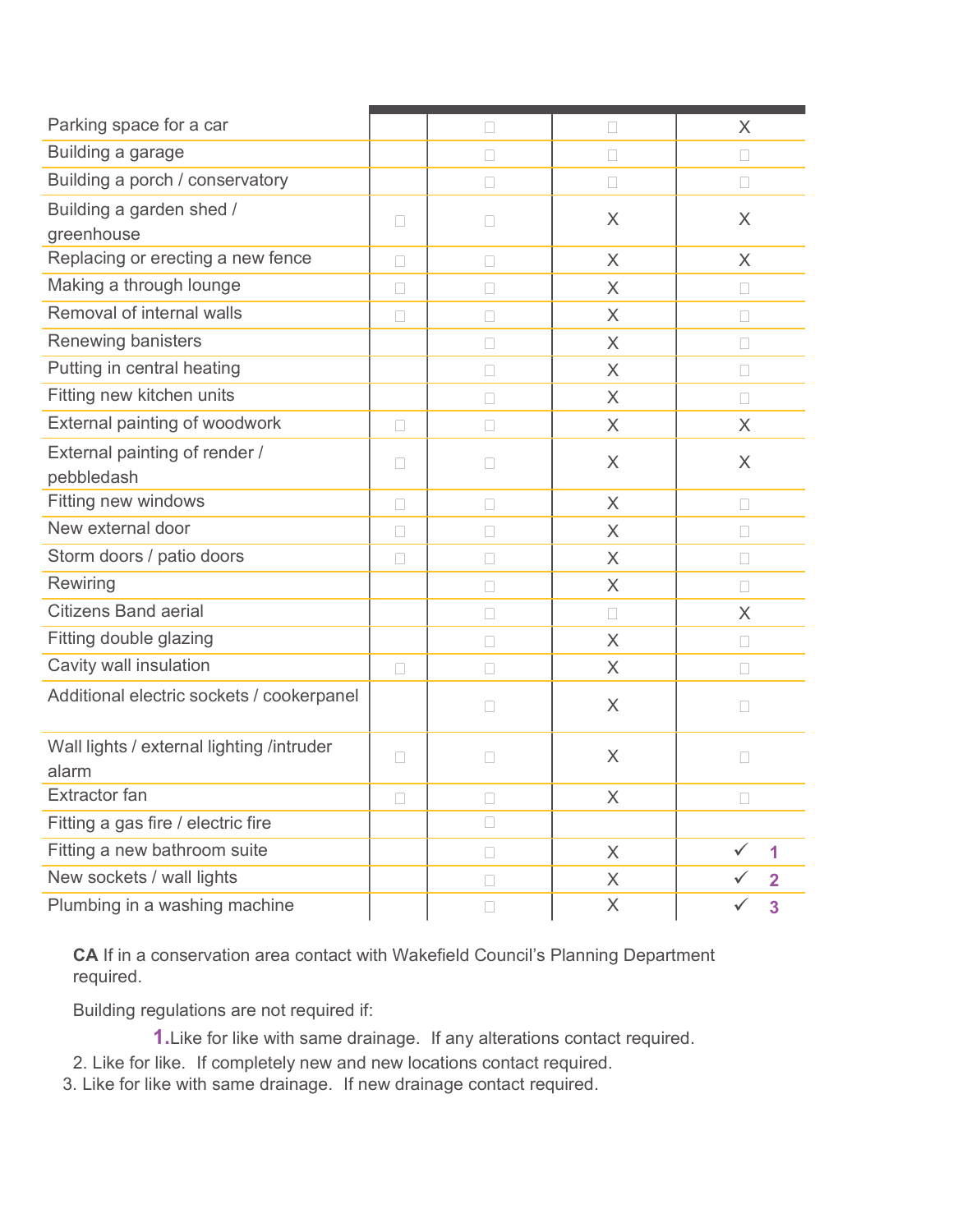| | | | | |
|---|---|---|---|---|
| Parking space for a car | | ☐ | ☐ | X |
| Building a garage | | ☐ | ☐ | ☐ |
| Building a porch / conservatory | | ☐ | ☐ | ☐ |
| Building a garden shed / greenhouse | ☐ | ☐ | X | X |
| Replacing or erecting a new fence | ☐ | ☐ | X | X |
| Making a through lounge | ☐ | ☐ | X | ☐ |
| Removal of internal walls | ☐ | ☐ | X | ☐ |
| Renewing banisters | | ☐ | X | ☐ |
| Putting in central heating | | ☐ | X | ☐ |
| Fitting new kitchen units | | ☐ | X | ☐ |
| External painting of woodwork | ☐ | ☐ | X | X |
| External painting of render / pebbledash | ☐ | ☐ | X | X |
| Fitting new windows | ☐ | ☐ | X | ☐ |
| New external door | ☐ | ☐ | X | ☐ |
| Storm doors / patio doors | ☐ | ☐ | X | ☐ |
| Rewiring | | ☐ | X | ☐ |
| Citizens Band aerial | | ☐ | ☐ | X |
| Fitting double glazing | | ☐ | X | ☐ |
| Cavity wall insulation | ☐ | ☐ | X | ☐ |
| Additional electric sockets / cookerpanel | | ☐ | X | ☐ |
| Wall lights / external lighting /intruder alarm | ☐ | ☐ | X | ☐ |
| Extractor fan | ☐ | ☐ | X | ☐ |
| Fitting a gas fire / electric fire | | ☐ | | |
| Fitting a new bathroom suite | | ☐ | X | ✓ 1 |
| New sockets / wall lights | | ☐ | X | ✓ 2 |
| Plumbing in a washing machine | | ☐ | X | ✓ 3 |

**CA** If in a conservation area contact with Wakefield Council's Planning Department required.

Building regulations are not required if:

1. Like for like with same drainage. If any alterations contact required.
2. Like for like. If completely new and new locations contact required.
3. Like for like with same drainage. If new drainage contact required.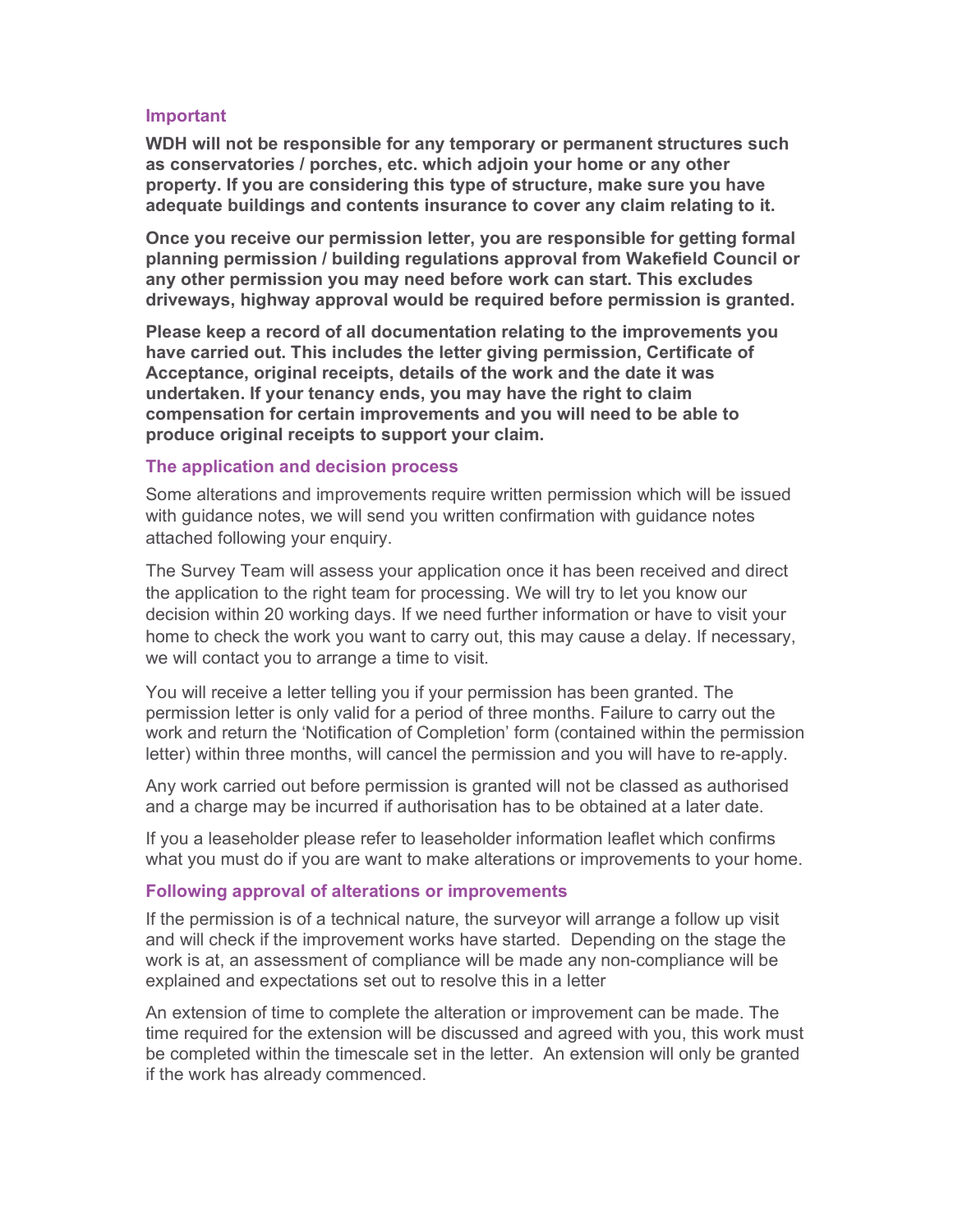### Important

**WDH will not be responsible for any temporary or permanent structures such as conservatories / porches, etc. which adjoin your home or any other property. If you are considering this type of structure, make sure you have adequate buildings and contents insurance to cover any claim relating to it.**

**Once you receive our permission letter, you are responsible for getting formal planning permission / building regulations approval from Wakefield Council or any other permission you may need before work can start. This excludes driveways, highway approval would be required before permission is granted.**

**Please keep a record of all documentation relating to the improvements you have carried out. This includes the letter giving permission, Certificate of Acceptance, original receipts, details of the work and the date it was undertaken. If your tenancy ends, you may have the right to claim compensation for certain improvements and you will need to be able to produce original receipts to support your claim.**

### The application and decision process

Some alterations and improvements require written permission which will be issued with guidance notes, we will send you written confirmation with guidance notes attached following your enquiry.

The Survey Team will assess your application once it has been received and direct the application to the right team for processing. We will try to let you know our decision within 20 working days. If we need further information or have to visit your home to check the work you want to carry out, this may cause a delay. If necessary, we will contact you to arrange a time to visit.

You will receive a letter telling you if your permission has been granted. The permission letter is only valid for a period of three months. Failure to carry out the work and return the 'Notification of Completion' form (contained within the permission letter) within three months, will cancel the permission and you will have to re-apply.

Any work carried out before permission is granted will not be classed as authorised and a charge may be incurred if authorisation has to be obtained at a later date.

If you a leaseholder please refer to leaseholder information leaflet which confirms what you must do if you are want to make alterations or improvements to your home.

### Following approval of alterations or improvements

If the permission is of a technical nature, the surveyor will arrange a follow up visit and will check if the improvement works have started. Depending on the stage the work is at, an assessment of compliance will be made any non-compliance will be explained and expectations set out to resolve this in a letter

An extension of time to complete the alteration or improvement can be made. The time required for the extension will be discussed and agreed with you, this work must be completed within the timescale set in the letter. An extension will only be granted if the work has already commenced.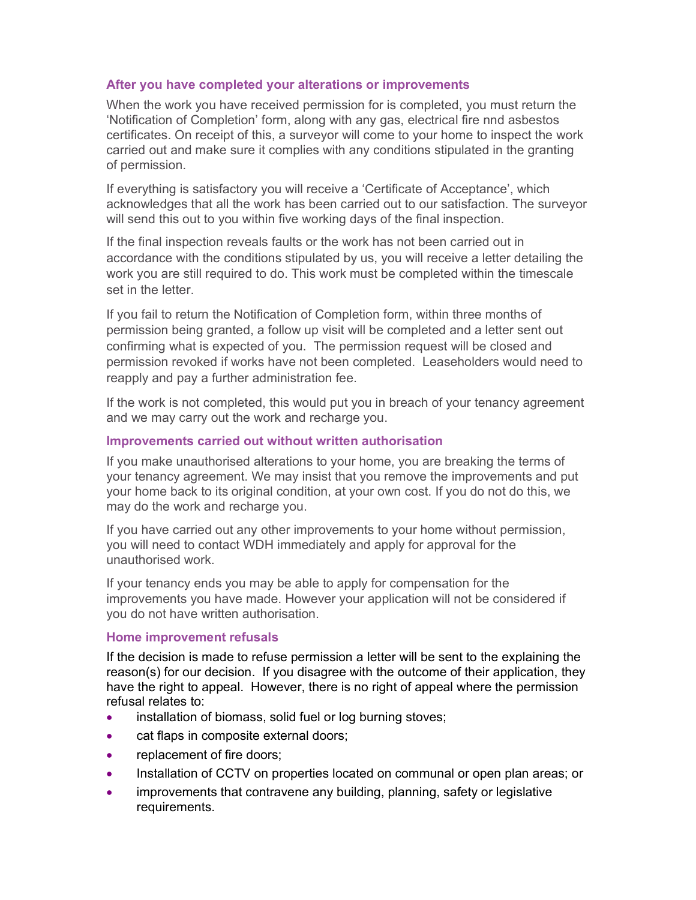### After you have completed your alterations or improvements

When the work you have received permission for is completed, you must return the 'Notification of Completion' form, along with any gas, electrical fire nnd asbestos certificates. On receipt of this, a surveyor will come to your home to inspect the work carried out and make sure it complies with any conditions stipulated in the granting of permission.

If everything is satisfactory you will receive a 'Certificate of Acceptance', which acknowledges that all the work has been carried out to our satisfaction. The surveyor will send this out to you within five working days of the final inspection.

If the final inspection reveals faults or the work has not been carried out in accordance with the conditions stipulated by us, you will receive a letter detailing the work you are still required to do. This work must be completed within the timescale set in the letter.

If you fail to return the Notification of Completion form, within three months of permission being granted, a follow up visit will be completed and a letter sent out confirming what is expected of you. The permission request will be closed and permission revoked if works have not been completed. Leaseholders would need to reapply and pay a further administration fee.

If the work is not completed, this would put you in breach of your tenancy agreement and we may carry out the work and recharge you.

### Improvements carried out without written authorisation

If you make unauthorised alterations to your home, you are breaking the terms of your tenancy agreement. We may insist that you remove the improvements and put your home back to its original condition, at your own cost. If you do not do this, we may do the work and recharge you.

If you have carried out any other improvements to your home without permission, you will need to contact WDH immediately and apply for approval for the unauthorised work.

If your tenancy ends you may be able to apply for compensation for the improvements you have made. However your application will not be considered if you do not have written authorisation.

### Home improvement refusals

If the decision is made to refuse permission a letter will be sent to the explaining the reason(s) for our decision. If you disagree with the outcome of their application, they have the right to appeal. However, there is no right of appeal where the permission refusal relates to:

- installation of biomass, solid fuel or log burning stoves;
- cat flaps in composite external doors;
- replacement of fire doors;
- Installation of CCTV on properties located on communal or open plan areas; or
- improvements that contravene any building, planning, safety or legislative requirements.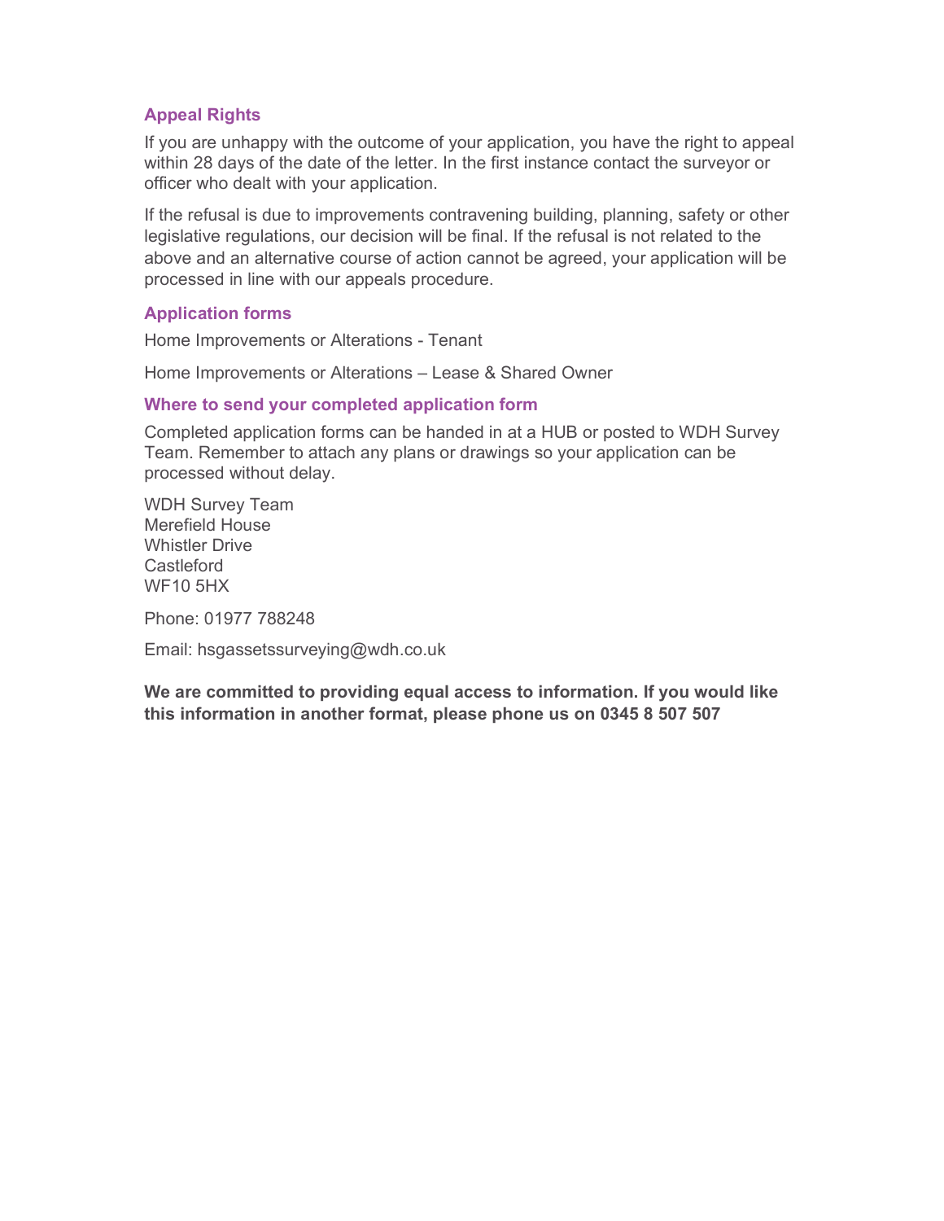## Appeal Rights

If you are unhappy with the outcome of your application, you have the right to appeal within 28 days of the date of the letter. In the first instance contact the surveyor or officer who dealt with your application.

If the refusal is due to improvements contravening building, planning, safety or other legislative regulations, our decision will be final. If the refusal is not related to the above and an alternative course of action cannot be agreed, your application will be processed in line with our appeals procedure.

## Application forms

Home Improvements or Alterations - Tenant

Home Improvements or Alterations – Lease & Shared Owner

## Where to send your completed application form

Completed application forms can be handed in at a HUB or posted to WDH Survey Team. Remember to attach any plans or drawings so your application can be processed without delay.

WDH Survey Team
Merefield House
Whistler Drive
Castleford
WF10 5HX

Phone: 01977 788248

Email: hsgassetssurveying@wdh.co.uk

**We are committed to providing equal access to information. If you would like this information in another format, please phone us on 0345 8 507 507**